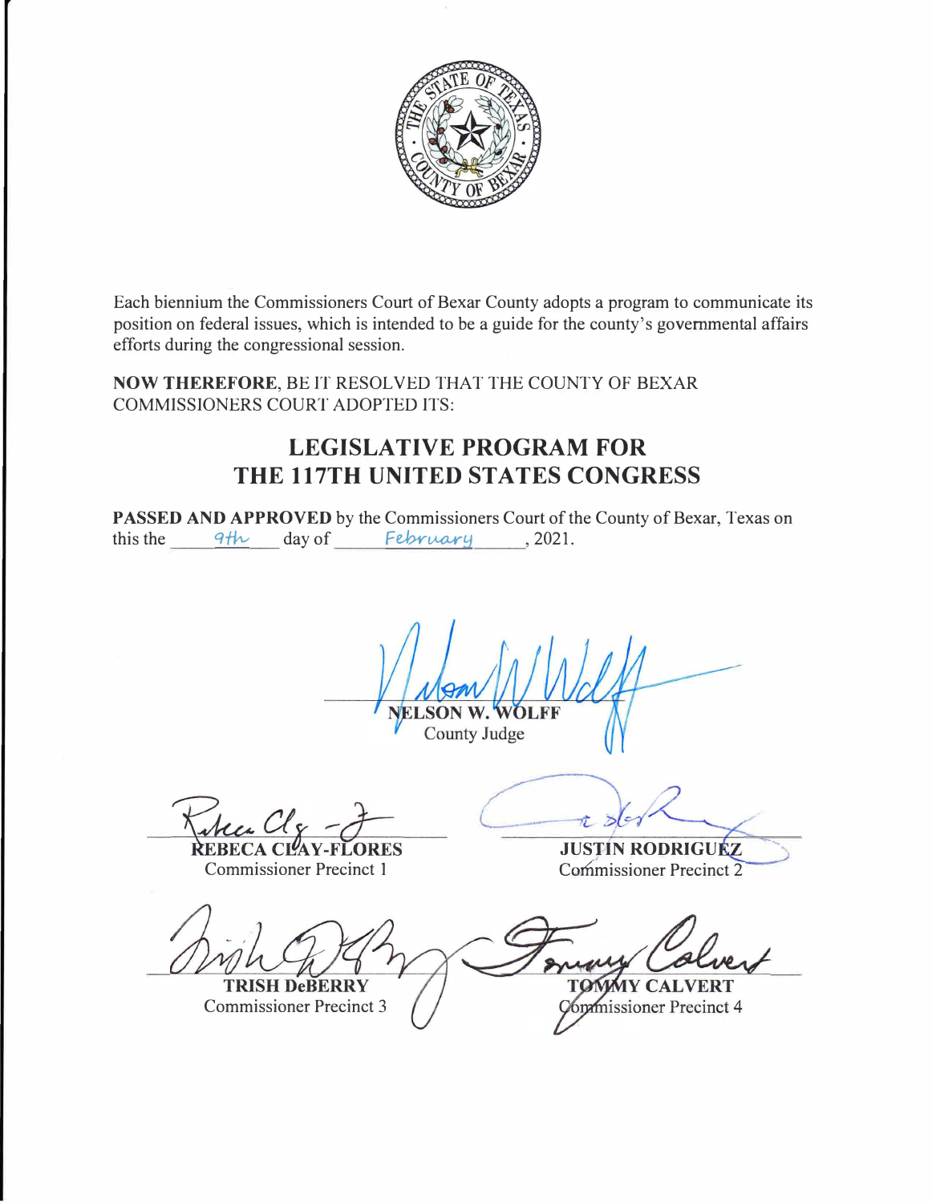Each biennium the Commissioners Court of Bexar County adopts a program to communicate its position on federal issues, which is intended to be a guide for the county's governmental affairs efforts during the congressional session.

**NOW THEREFORE**, BE IT RESOLVED THAT THE COUNTY OF BEXAR COMMISSIONERS COURT ADOPTED ITS:

## LEGISLATIVE PROGRAM FOR THE 117TH UNITED STATES CONGRESS

**PASSED AND APPROVED** by the Commissioners Court of the County of Bexar, Texas on this the 9th day of February, 2021.

**NELSON W. WOLFF**
County Judge

**REBECA CLAY-FLORES**
Commissioner Precinct 1

**JUSTIN RODRIGUEZ**
Commissioner Precinct 2

**TRISH DeBERRY**
Commissioner Precinct 3

**TOMMY CALVERT**
Commissioner Precinct 4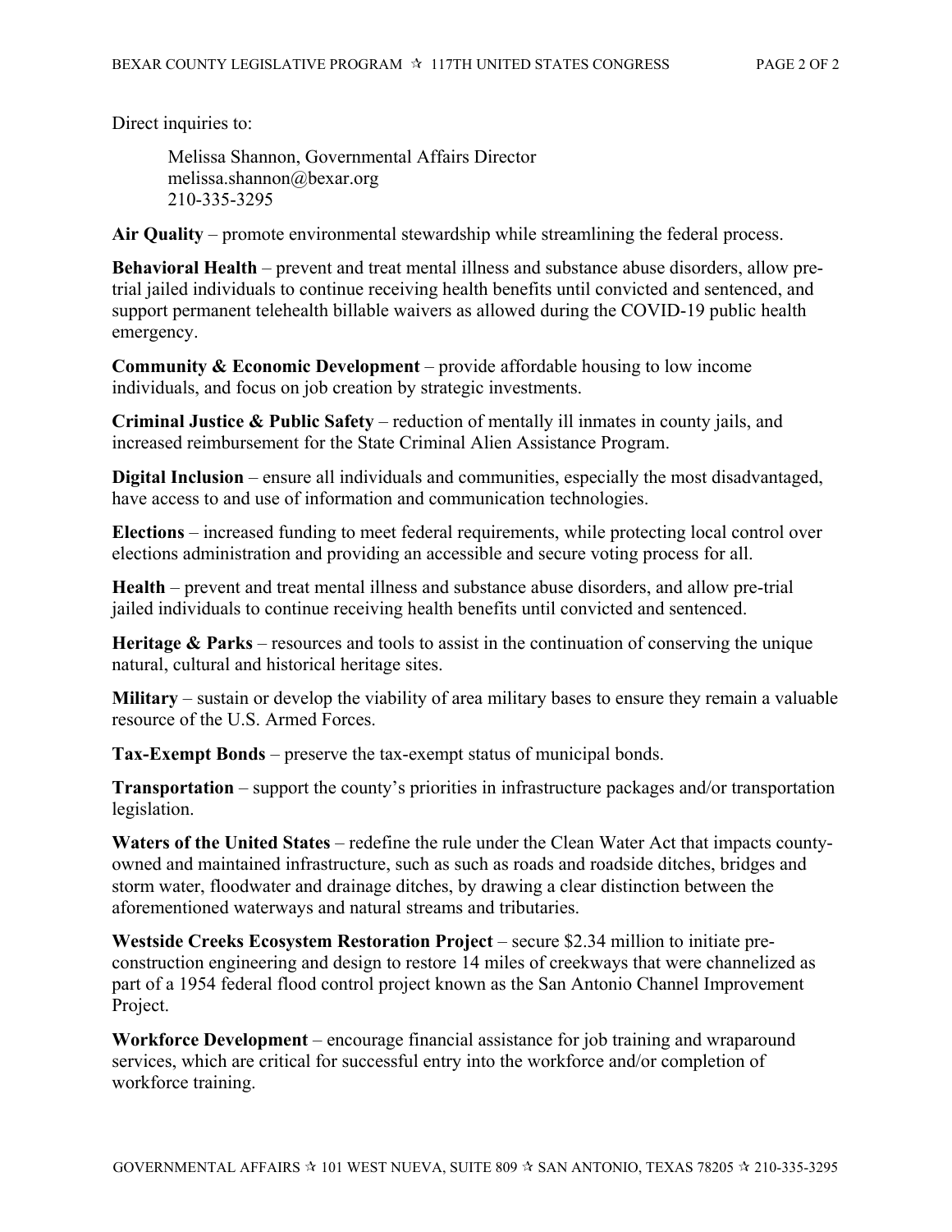Direct inquiries to:

Melissa Shannon, Governmental Affairs Director
melissa.shannon@bexar.org
210-335-3295

**Air Quality** – promote environmental stewardship while streamlining the federal process.

**Behavioral Health** – prevent and treat mental illness and substance abuse disorders, allow pre-trial jailed individuals to continue receiving health benefits until convicted and sentenced, and support permanent telehealth billable waivers as allowed during the COVID-19 public health emergency.

**Community & Economic Development** – provide affordable housing to low income individuals, and focus on job creation by strategic investments.

**Criminal Justice & Public Safety** – reduction of mentally ill inmates in county jails, and increased reimbursement for the State Criminal Alien Assistance Program.

**Digital Inclusion** – ensure all individuals and communities, especially the most disadvantaged, have access to and use of information and communication technologies.

**Elections** – increased funding to meet federal requirements, while protecting local control over elections administration and providing an accessible and secure voting process for all.

**Health** – prevent and treat mental illness and substance abuse disorders, and allow pre-trial jailed individuals to continue receiving health benefits until convicted and sentenced.

**Heritage & Parks** – resources and tools to assist in the continuation of conserving the unique natural, cultural and historical heritage sites.

**Military** – sustain or develop the viability of area military bases to ensure they remain a valuable resource of the U.S. Armed Forces.

**Tax-Exempt Bonds** – preserve the tax-exempt status of municipal bonds.

**Transportation** – support the county's priorities in infrastructure packages and/or transportation legislation.

**Waters of the United States** – redefine the rule under the Clean Water Act that impacts county-owned and maintained infrastructure, such as such as roads and roadside ditches, bridges and storm water, floodwater and drainage ditches, by drawing a clear distinction between the aforementioned waterways and natural streams and tributaries.

**Westside Creeks Ecosystem Restoration Project** – secure $2.34 million to initiate pre-construction engineering and design to restore 14 miles of creekways that were channelized as part of a 1954 federal flood control project known as the San Antonio Channel Improvement Project.

**Workforce Development** – encourage financial assistance for job training and wraparound services, which are critical for successful entry into the workforce and/or completion of workforce training.

GOVERNMENTAL AFFAIRS ✰ 101 WEST NUEVA, SUITE 809 ✰ SAN ANTONIO, TEXAS 78205 ✰ 210-335-3295